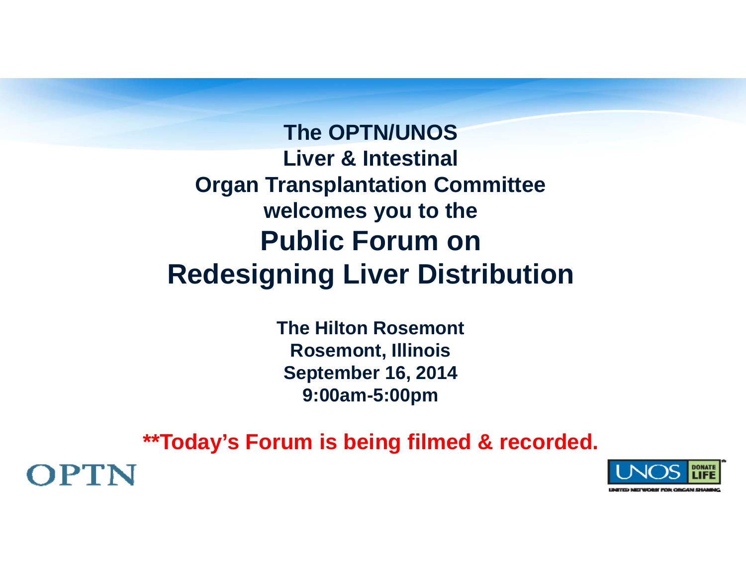**The OPTN/UNOS**
**Liver & Intestinal**
**Organ Transplantation Committee**
**welcomes you to the**

# Public Forum on Redesigning Liver Distribution

**The Hilton Rosemont**
**Rosemont, Illinois**
**September 16, 2014**
**9:00am-5:00pm**

****Today's Forum is being filmed & recorded.**

OPTN

UNOS DONATE LIFE
UNITED NETWORK FOR ORGAN SHARING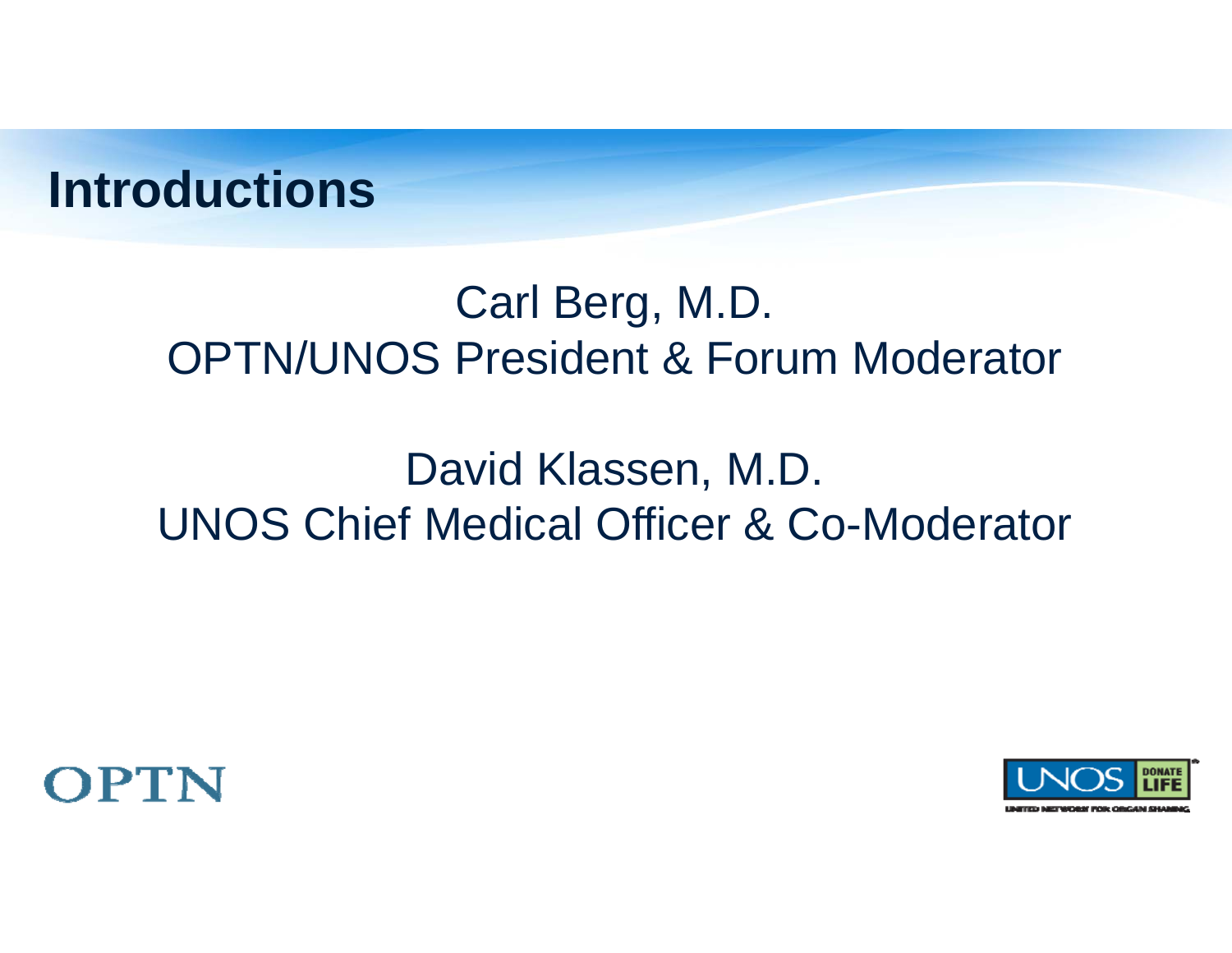# Introductions

Carl Berg, M.D.
OPTN/UNOS President & Forum Moderator

David Klassen, M.D.
UNOS Chief Medical Officer & Co-Moderator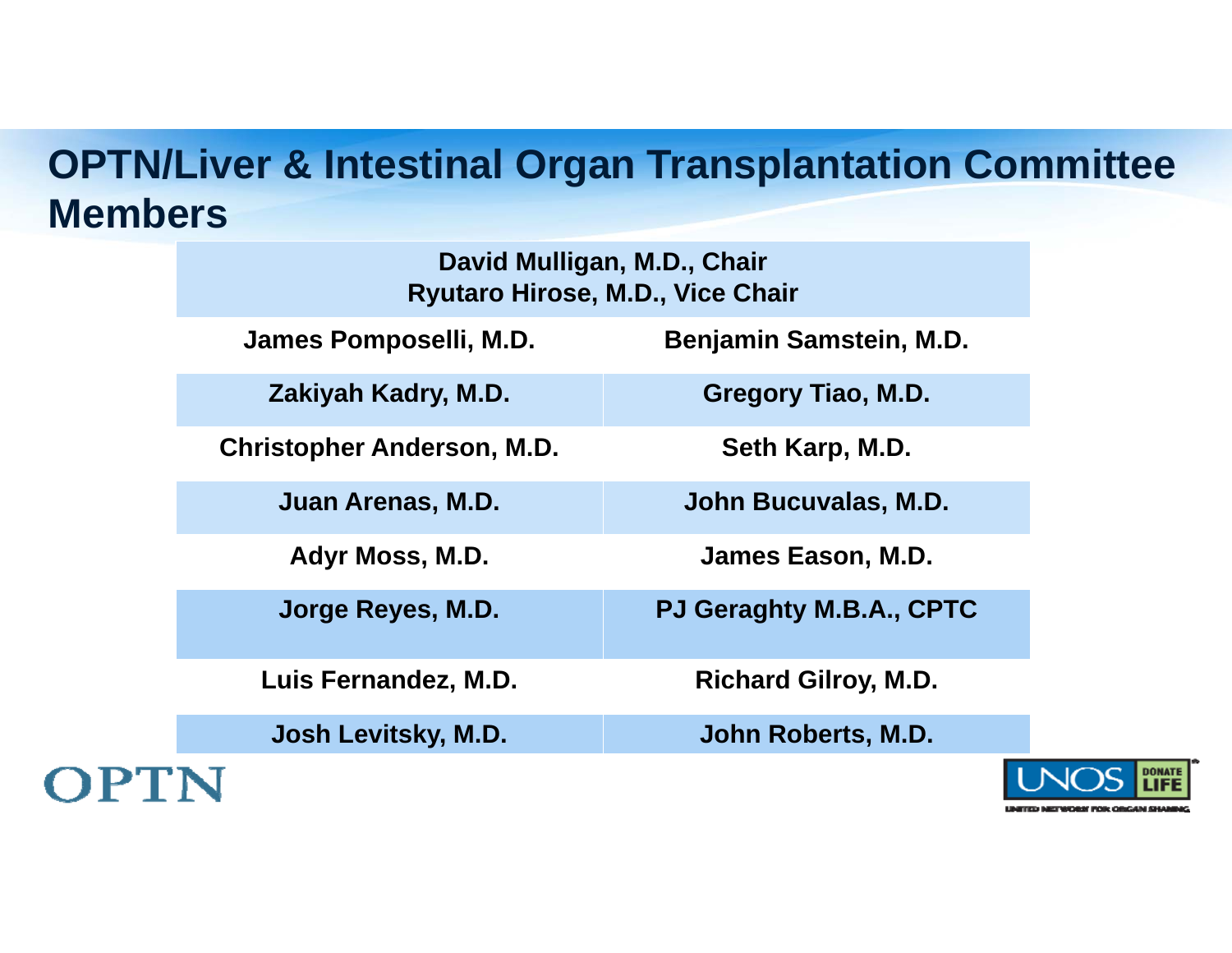# OPTN/Liver & Intestinal Organ Transplantation Committee Members

| David Mulligan, M.D., Chair<br>Ryutaro Hirose, M.D., Vice Chair | |
|---|---|
| James Pomposelli, M.D. | Benjamin Samstein, M.D. |
| Zakiyah Kadry, M.D. | Gregory Tiao, M.D. |
| Christopher Anderson, M.D. | Seth Karp, M.D. |
| Juan Arenas, M.D. | John Bucuvalas, M.D. |
| Adyr Moss, M.D. | James Eason, M.D. |
| Jorge Reyes, M.D. | PJ Geraghty M.B.A., CPTC |
| Luis Fernandez, M.D. | Richard Gilroy, M.D. |
| Josh Levitsky, M.D. | John Roberts, M.D. |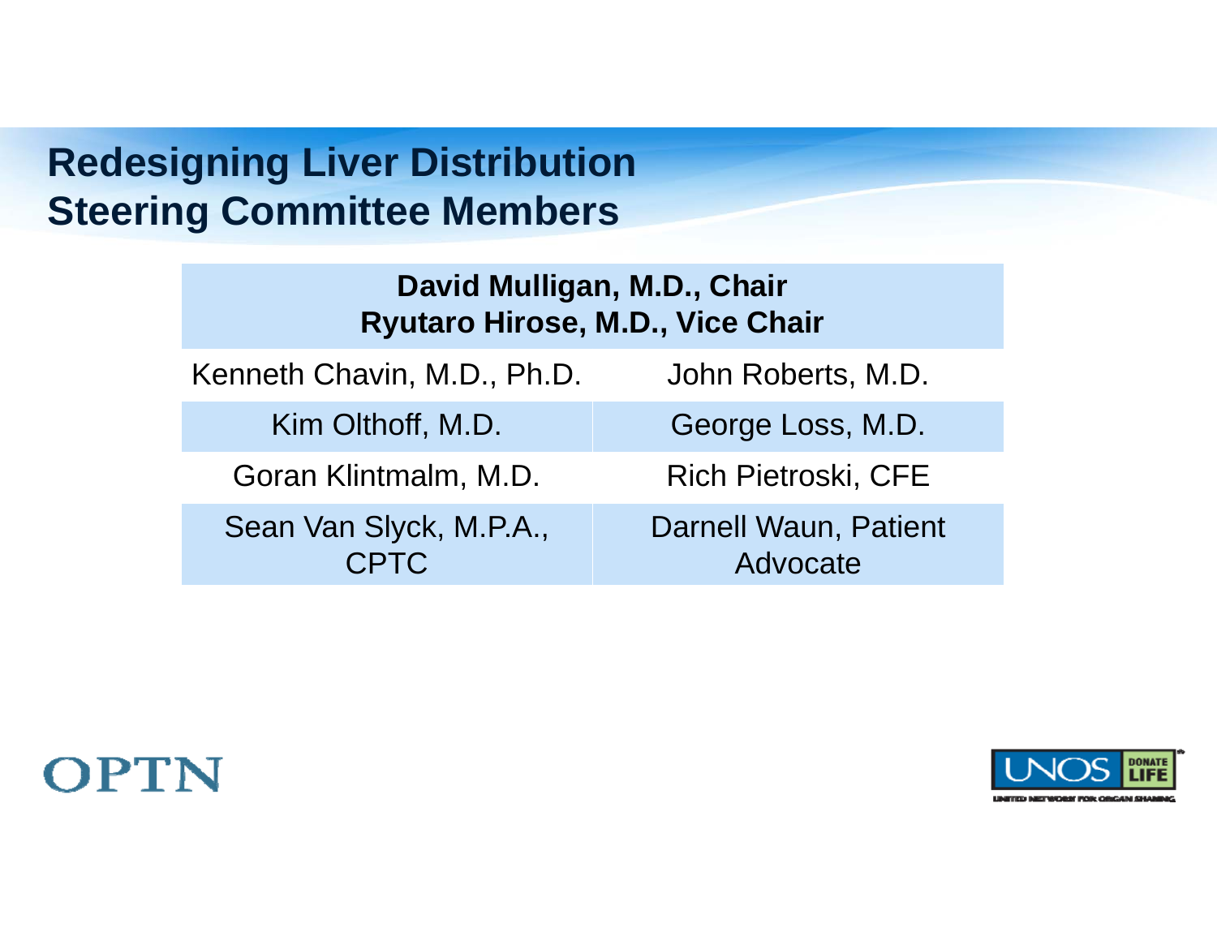# Redesigning Liver Distribution Steering Committee Members

| **David Mulligan, M.D., Chair**<br>**Ryutaro Hirose, M.D., Vice Chair** | |
|---|---|
| Kenneth Chavin, M.D., Ph.D. | John Roberts, M.D. |
| Kim Olthoff, M.D. | George Loss, M.D. |
| Goran Klintmalm, M.D. | Rich Pietroski, CFE |
| Sean Van Slyck, M.P.A., CPTC | Darnell Waun, Patient Advocate |

OPTN

UNOS DONATE LIFE

UNITED NETWORK FOR ORGAN SHARING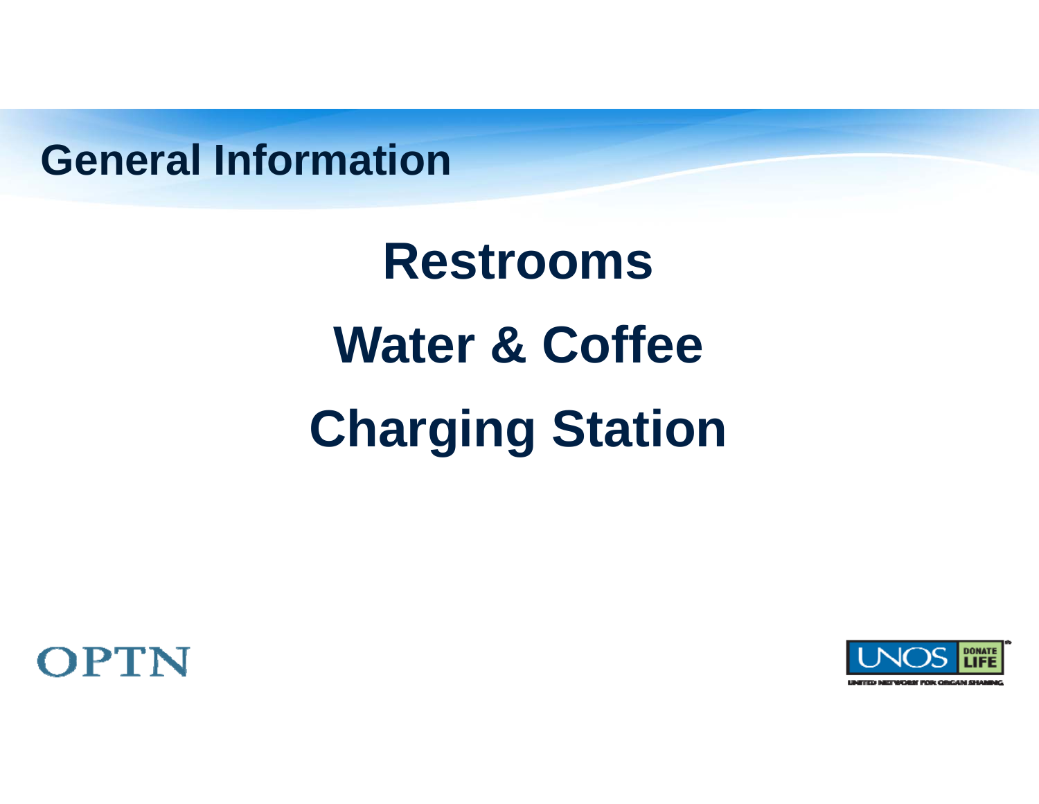# General Information

**Restrooms**

**Water & Coffee**

**Charging Station**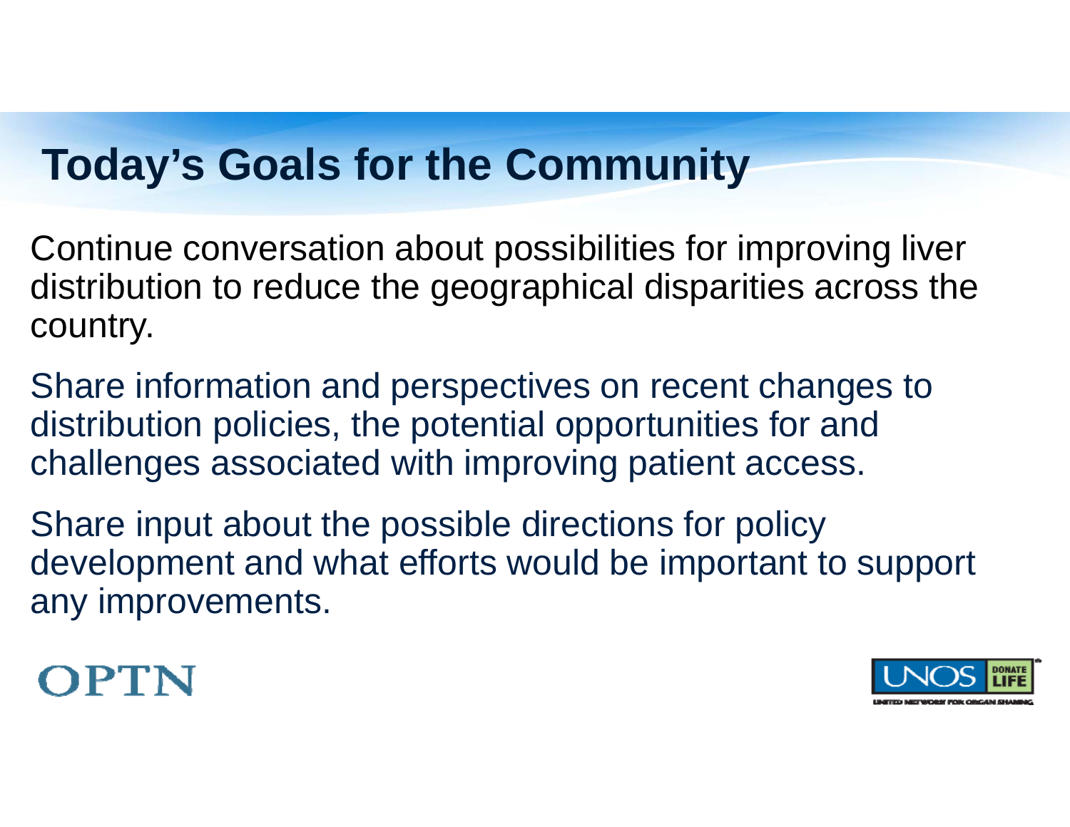# Today's Goals for the Community

Continue conversation about possibilities for improving liver distribution to reduce the geographical disparities across the country.

Share information and perspectives on recent changes to distribution policies, the potential opportunities for and challenges associated with improving patient access.

Share input about the possible directions for policy development and what efforts would be important to support any improvements.

OPTN

UNOS DONATE LIFE
UNITED NETWORK FOR ORGAN SHARING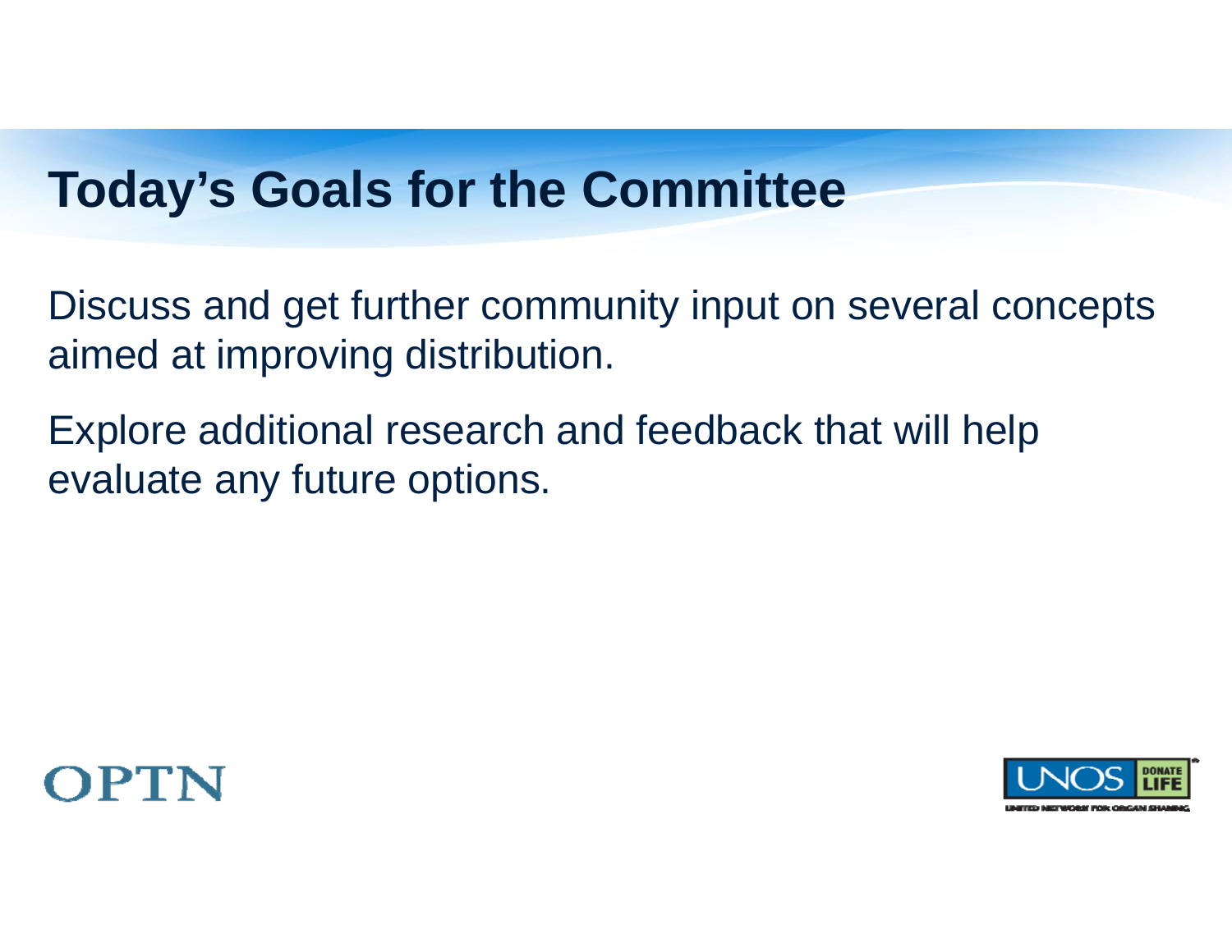# Today's Goals for the Committee

Discuss and get further community input on several concepts aimed at improving distribution.

Explore additional research and feedback that will help evaluate any future options.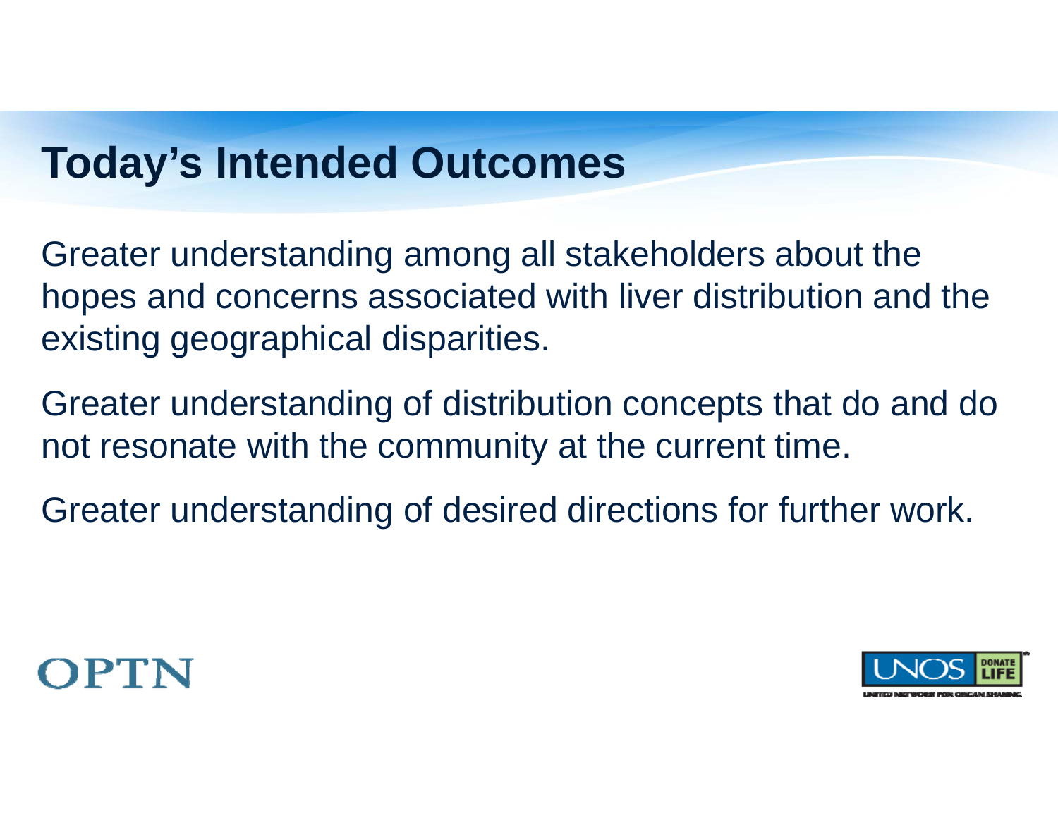# Today's Intended Outcomes

Greater understanding among all stakeholders about the hopes and concerns associated with liver distribution and the existing geographical disparities.

Greater understanding of distribution concepts that do and do not resonate with the community at the current time.

Greater understanding of desired directions for further work.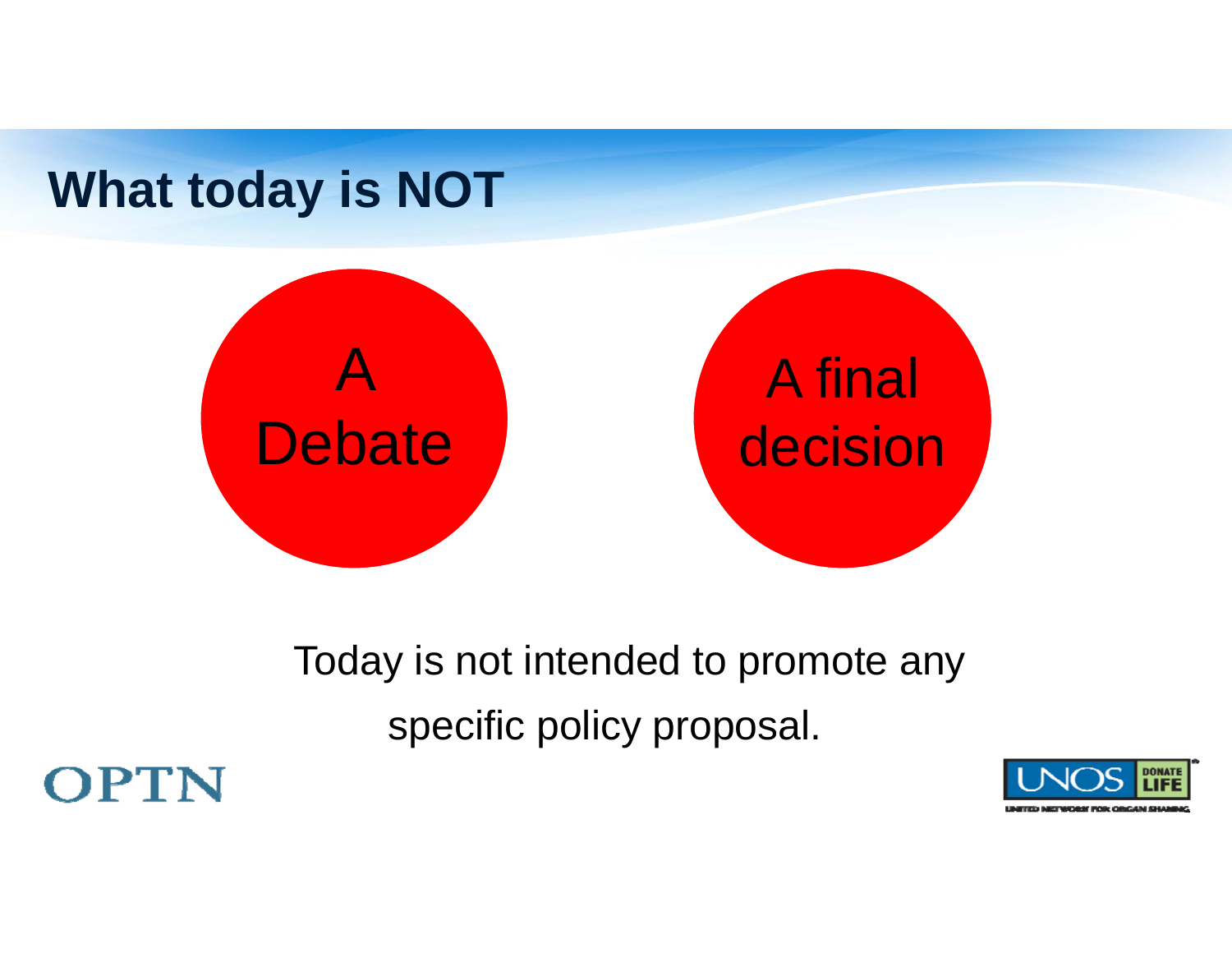# What today is NOT

A Debate

A final decision

Today is not intended to promote any specific policy proposal.

OPTN

UNOS DONATE LIFE

UNITED NETWORK FOR ORGAN SHARING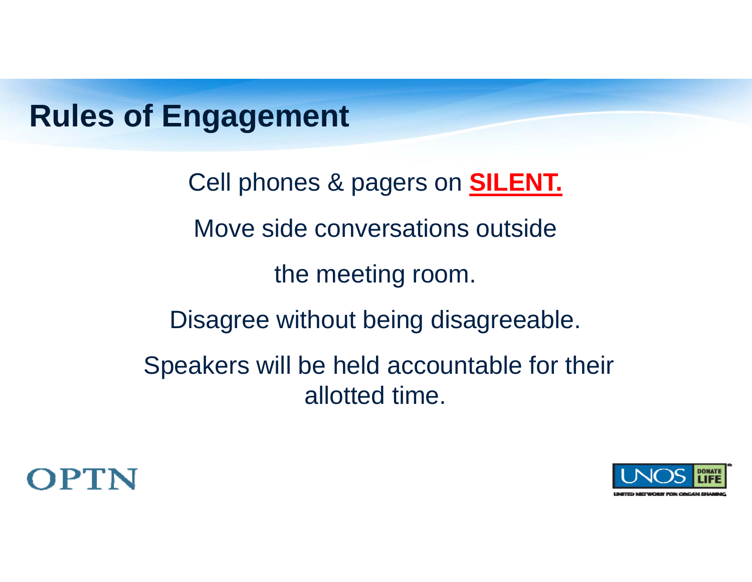# Rules of Engagement

Cell phones & pagers on **SILENT.**

Move side conversations outside

the meeting room.

Disagree without being disagreeable.

Speakers will be held accountable for their allotted time.

OPTN

UNOS DONATE LIFE
UNITED NETWORK FOR ORGAN SHARING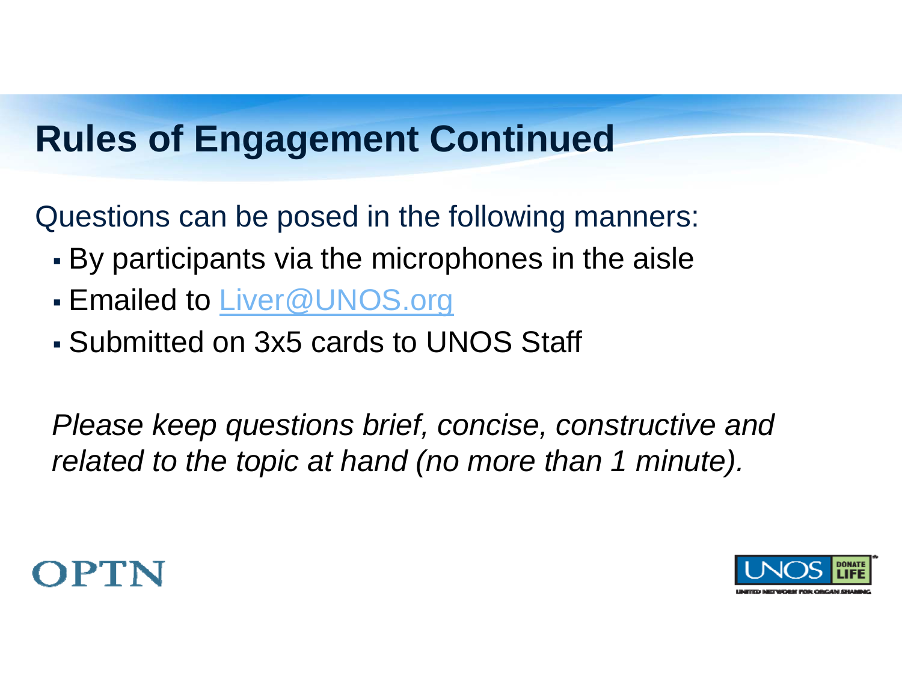# Rules of Engagement Continued

Questions can be posed in the following manners:

- By participants via the microphones in the aisle
- Emailed to Liver@UNOS.org
- Submitted on 3x5 cards to UNOS Staff

*Please keep questions brief, concise, constructive and related to the topic at hand (no more than 1 minute).*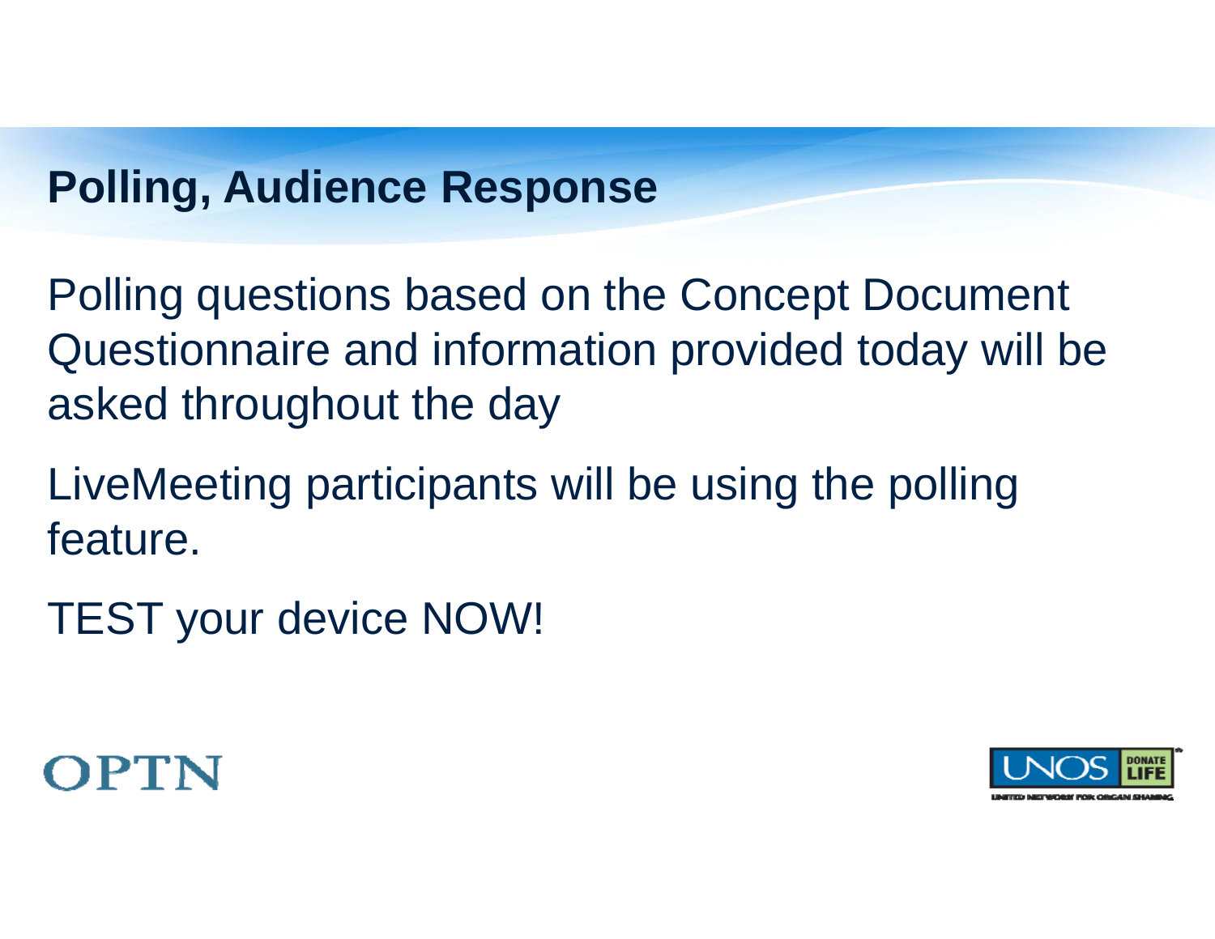# Polling, Audience Response

Polling questions based on the Concept Document Questionnaire and information provided today will be asked throughout the day

LiveMeeting participants will be using the polling feature.

TEST your device NOW!

OPTN

UNOS DONATE LIFE
UNITED NETWORK FOR ORGAN SHARING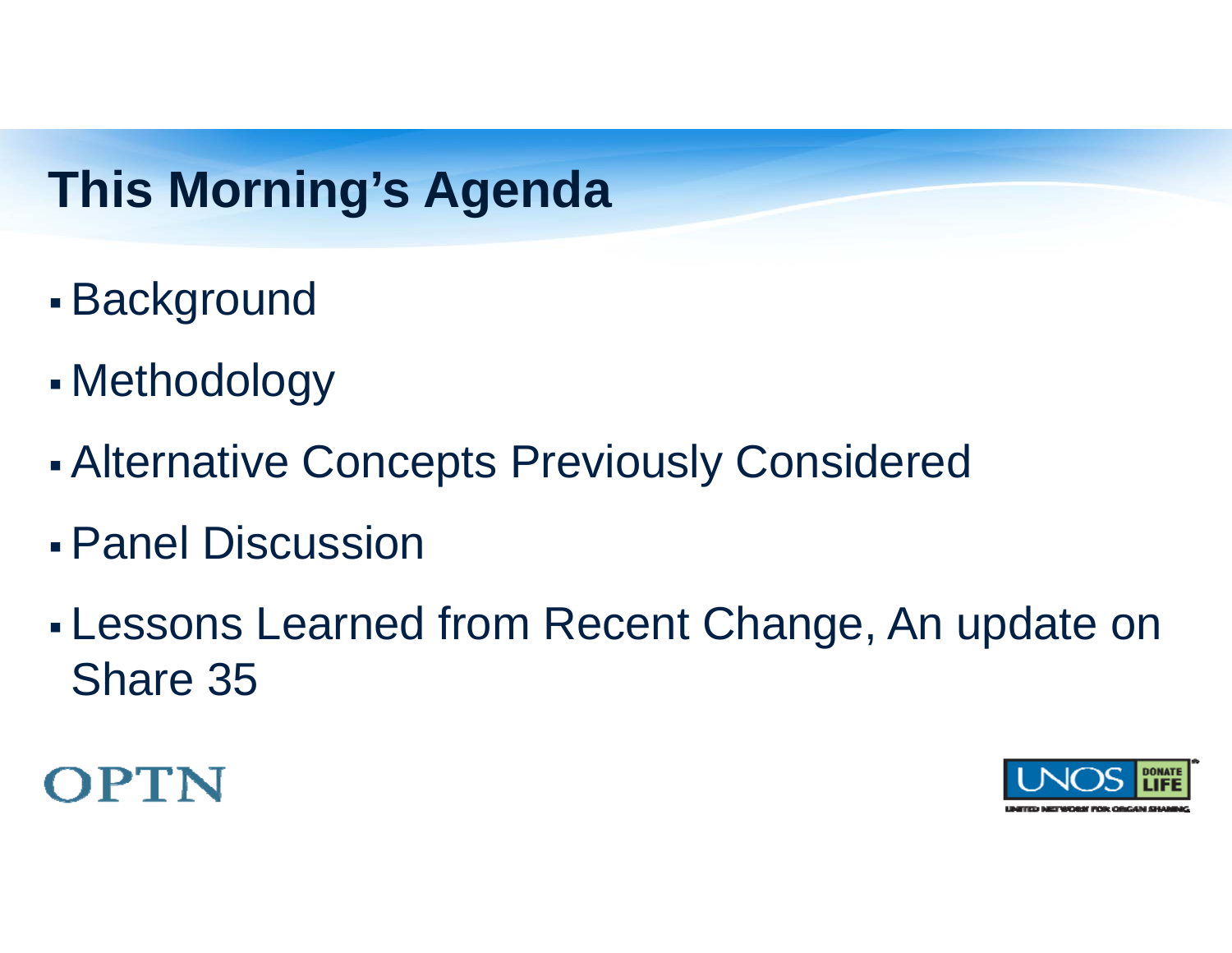# This Morning's Agenda

- Background
- Methodology
- Alternative Concepts Previously Considered
- Panel Discussion
- Lessons Learned from Recent Change, An update on Share 35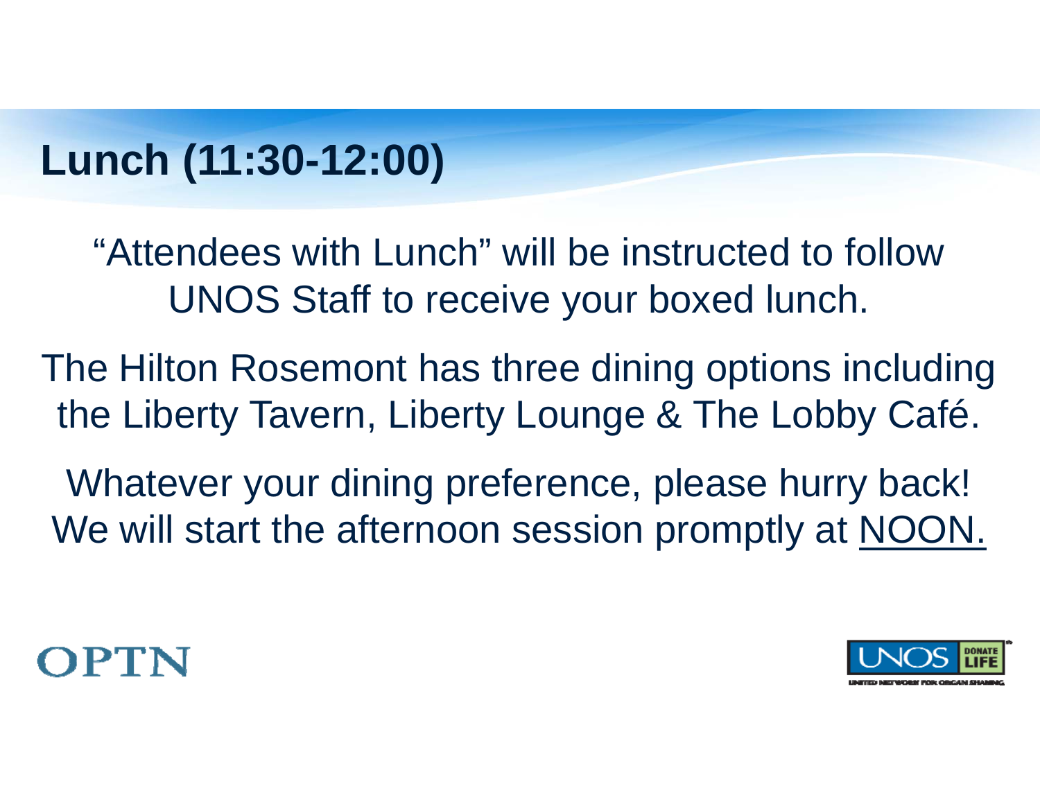# Lunch (11:30-12:00)

"Attendees with Lunch" will be instructed to follow UNOS Staff to receive your boxed lunch.

The Hilton Rosemont has three dining options including the Liberty Tavern, Liberty Lounge & The Lobby Café.

Whatever your dining preference, please hurry back! We will start the afternoon session promptly at NOON.

OPTN

UNOS DONATE LIFE
UNITED NETWORK FOR ORGAN SHARING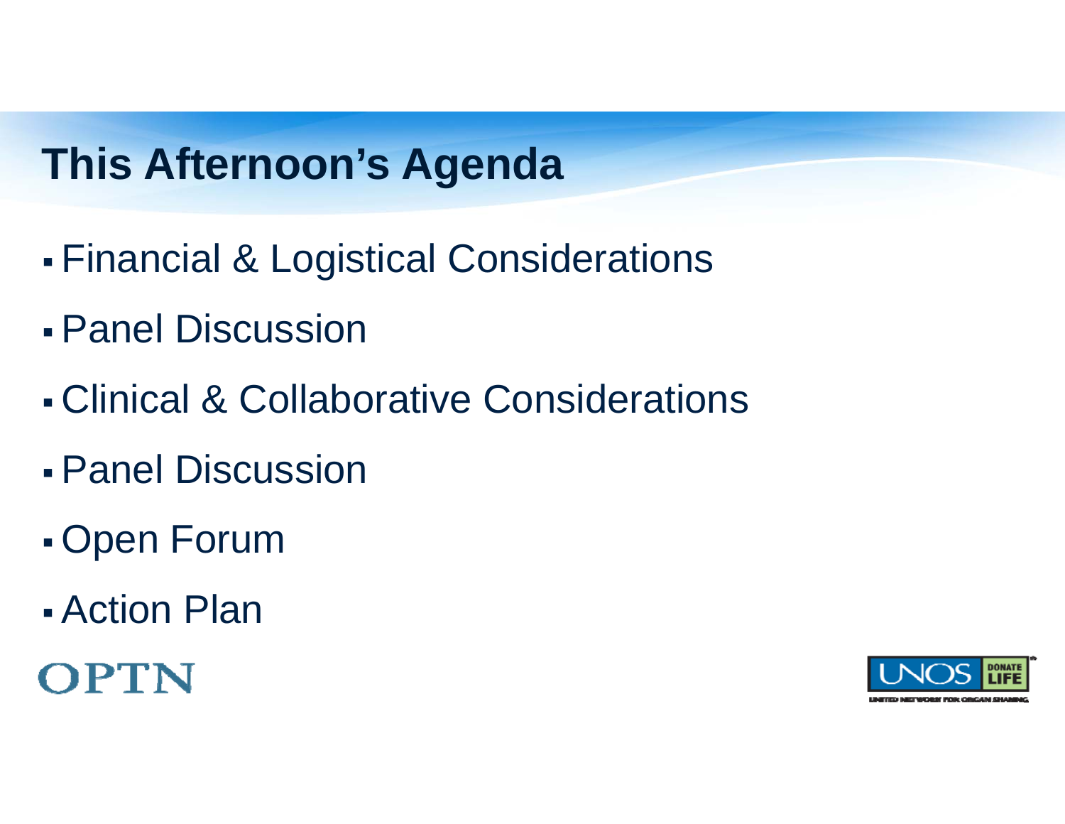# This Afternoon's Agenda

- Financial & Logistical Considerations
- Panel Discussion
- Clinical & Collaborative Considerations
- Panel Discussion
- Open Forum
- Action Plan

OPTN

UNOS DONATE LIFE

UNITED NETWORK FOR ORGAN SHARING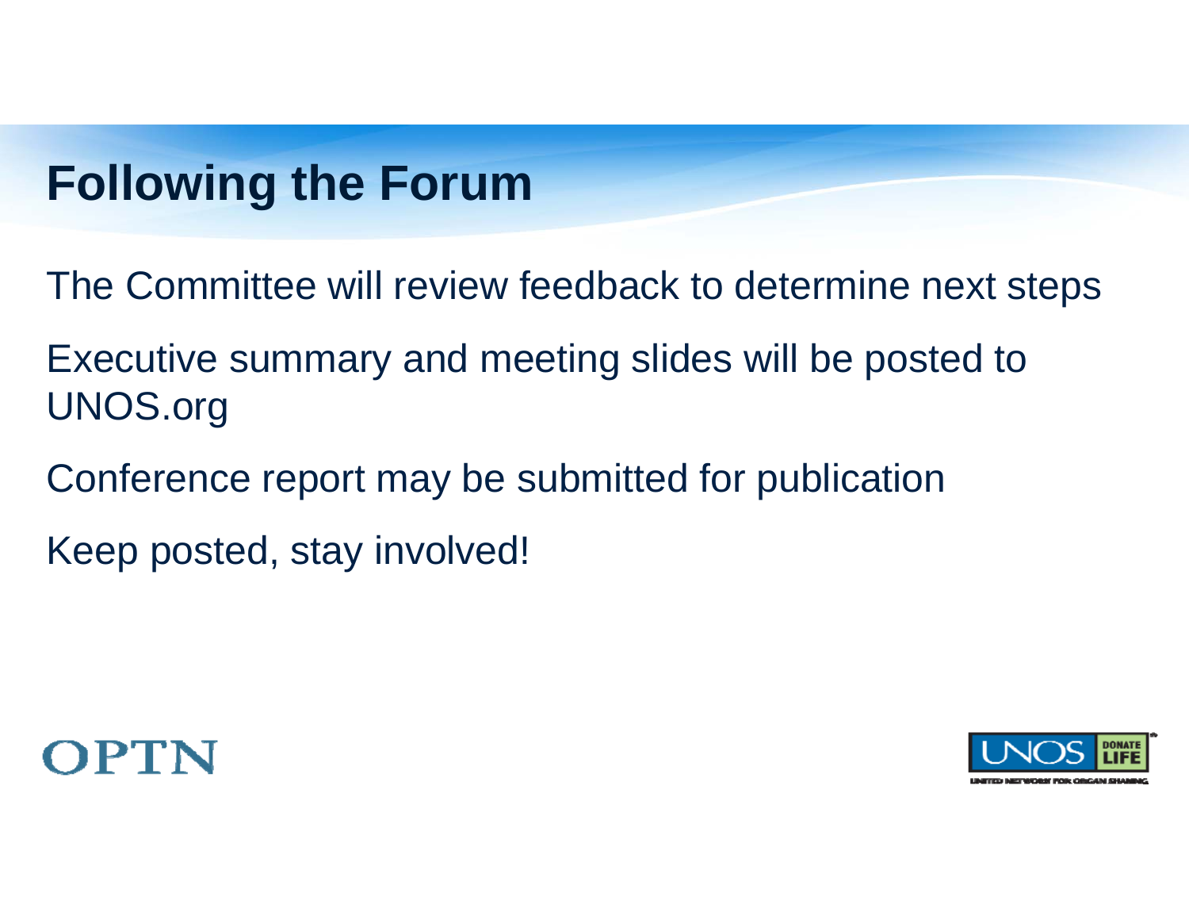# Following the Forum

The Committee will review feedback to determine next steps

Executive summary and meeting slides will be posted to UNOS.org

Conference report may be submitted for publication

Keep posted, stay involved!

OPTN

UNOS DONATE LIFE
UNITED NETWORK FOR ORGAN SHARING